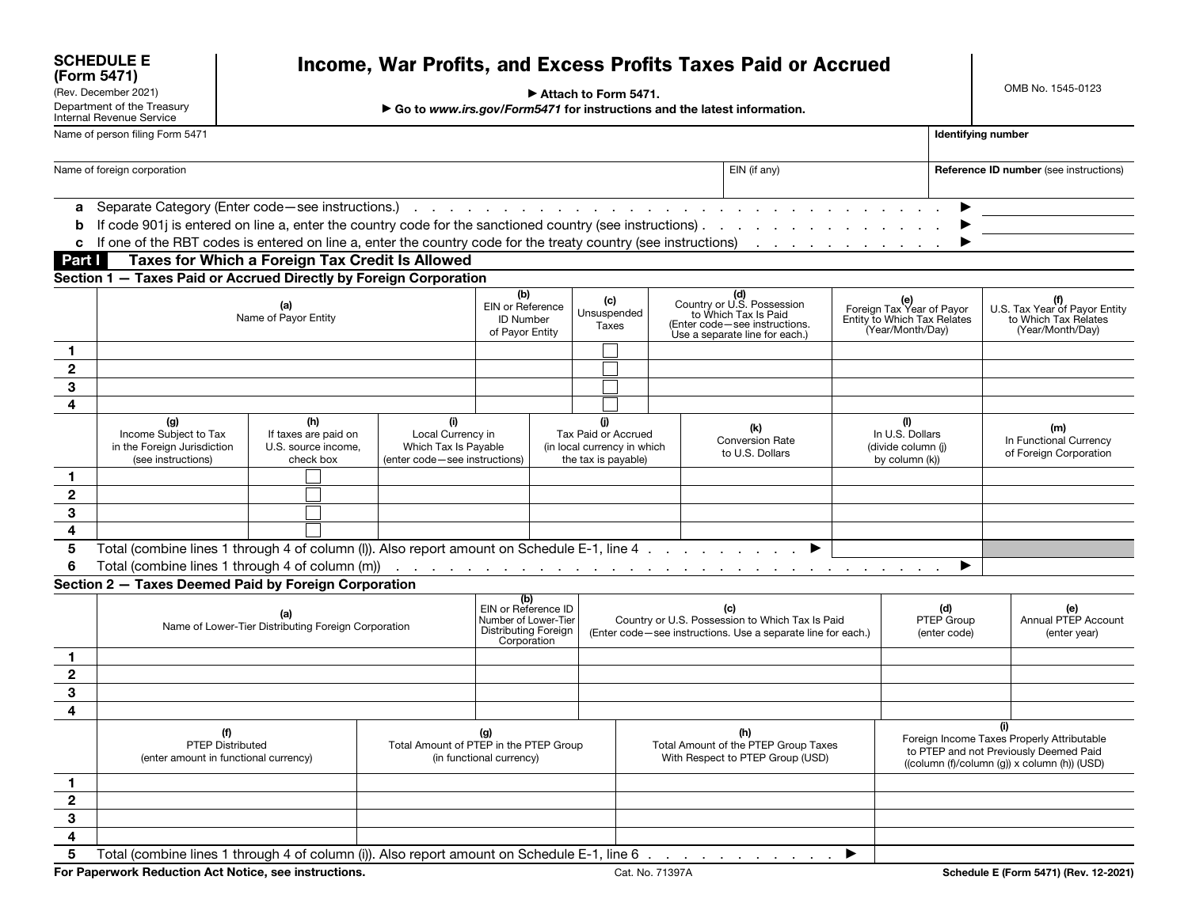**SCHEDULE E (Form 5471)**
(Rev. December 2021)
Department of the Treasury
Internal Revenue Service

# Income, War Profits, and Excess Profits Taxes Paid or Accrued

► Attach to Form 5471.
► Go to *www.irs.gov/Form5471* for instructions and the latest information.

OMB No. 1545-0123

| Name of person filing Form 5471 | | Identifying number |
|---|---|---|
| Name of foreign corporation | EIN (if any) | Reference ID number (see instructions) |

**a** Separate Category (Enter code—see instructions.) . . . ►

**b** If code 901j is entered on line a, enter the country code for the sanctioned country (see instructions) . . . ►

**c** If one of the RBT codes is entered on line a, enter the country code for the treaty country (see instructions) . . . ►

## Part I Taxes for Which a Foreign Tax Credit Is Allowed

### Section 1 — Taxes Paid or Accrued Directly by Foreign Corporation

| | (a) Name of Payor Entity | (b) EIN or Reference ID Number of Payor Entity | (c) Unsuspended Taxes | (d) Country or U.S. Possession to Which Tax Is Paid (Enter code—see instructions. Use a separate line for each.) | (e) Foreign Tax Year of Payor Entity to Which Tax Relates (Year/Month/Day) | (f) U.S. Tax Year of Payor Entity to Which Tax Relates (Year/Month/Day) |
|---|---|---|---|---|---|---|
| 1 | | | ☐ | | | |
| 2 | | | ☐ | | | |
| 3 | | | ☐ | | | |
| 4 | | | ☐ | | | |

| | (g) Income Subject to Tax in the Foreign Jurisdiction (see instructions) | (h) If taxes are paid on U.S. source income, check box | (i) Local Currency in Which Tax Is Payable (enter code—see instructions) | (j) Tax Paid or Accrued (in local currency in which the tax is payable) | (k) Conversion Rate to U.S. Dollars | (l) In U.S. Dollars (divide column (j) by column (k)) | (m) In Functional Currency of Foreign Corporation |
|---|---|---|---|---|---|---|---|
| 1 | | ☐ | | | | | |
| 2 | | ☐ | | | | | |
| 3 | | ☐ | | | | | |
| 4 | | ☐ | | | | | |

**5** Total (combine lines 1 through 4 of column (l)). Also report amount on Schedule E-1, line 4 . . . ►

**6** Total (combine lines 1 through 4 of column (m)) . . . ►

### Section 2 — Taxes Deemed Paid by Foreign Corporation

| | (a) Name of Lower-Tier Distributing Foreign Corporation | (b) EIN or Reference ID Number of Lower-Tier Distributing Foreign Corporation | (c) Country or U.S. Possession to Which Tax Is Paid (Enter code—see instructions. Use a separate line for each.) | (d) PTEP Group (enter code) | (e) Annual PTEP Account (enter year) |
|---|---|---|---|---|---|
| 1 | | | | | |
| 2 | | | | | |
| 3 | | | | | |
| 4 | | | | | |

| | (f) PTEP Distributed (enter amount in functional currency) | (g) Total Amount of PTEP in the PTEP Group (in functional currency) | (h) Total Amount of the PTEP Group Taxes With Respect to PTEP Group (USD) | (i) Foreign Income Taxes Properly Attributable to PTEP and not Previously Deemed Paid ((column (f)/column (g)) x column (h)) (USD) |
|---|---|---|---|---|
| 1 | | | | |
| 2 | | | | |
| 3 | | | | |
| 4 | | | | |

**5** Total (combine lines 1 through 4 of column (i)). Also report amount on Schedule E-1, line 6 . . . ►

For Paperwork Reduction Act Notice, see instructions. Cat. No. 71397A Schedule E (Form 5471) (Rev. 12-2021)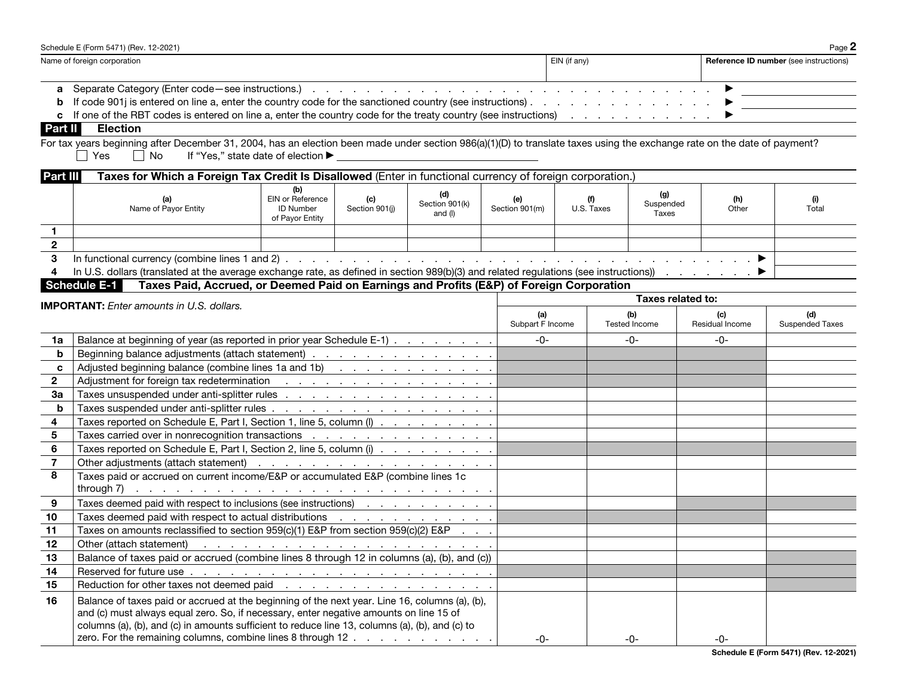| Name of foreign corporation | EIN (if any) | Reference ID number (see instructions) |
|---|---|---|
| | | |

**a** Separate Category (Enter code—see instructions.) . . . . . ▶ ____________

**b** If code 901j is entered on line a, enter the country code for the sanctioned country (see instructions) . . . . . ▶ ____________

**c** If one of the RBT codes is entered on line a, enter the country code for the treaty country (see instructions) . . . . . ▶ ____________

## Part II Election

For tax years beginning after December 31, 2004, has an election been made under section 986(a)(1)(D) to translate taxes using the exchange rate on the date of payment?

☐ Yes ☐ No If "Yes," state date of election ▶ ____________

## Part III Taxes for Which a Foreign Tax Credit Is Disallowed (Enter in functional currency of foreign corporation.)

| | (a) Name of Payor Entity | (b) EIN or Reference ID Number of Payor Entity | (c) Section 901(j) | (d) Section 901(k) and (l) | (e) Section 901(m) | (f) U.S. Taxes | (g) Suspended Taxes | (h) Other | (i) Total |
|---|---|---|---|---|---|---|---|---|---|
| 1 | | | | | | | | | |
| 2 | | | | | | | | | |
| 3 | In functional currency (combine lines 1 and 2) . . . . . ▶ | | | | | | | | |
| 4 | In U.S. dollars (translated at the average exchange rate, as defined in section 989(b)(3) and related regulations (see instructions)) . . . . . ▶ | | | | | | | | |

## Schedule E-1 Taxes Paid, Accrued, or Deemed Paid on Earnings and Profits (E&P) of Foreign Corporation

**IMPORTANT:** *Enter amounts in U.S. dollars.*

| | | Taxes related to: | | | |
|---|---|---|---|---|---|
| | | (a) Subpart F Income | (b) Tested Income | (c) Residual Income | (d) Suspended Taxes |
| 1a | Balance at beginning of year (as reported in prior year Schedule E-1) . . . . . | -0- | -0- | -0- | |
| b | Beginning balance adjustments (attach statement) . . . . . | | | | |
| c | Adjusted beginning balance (combine lines 1a and 1b) . . . . . | | | | |
| 2 | Adjustment for foreign tax redetermination . . . . . | | | | |
| 3a | Taxes unsuspended under anti-splitter rules . . . . . | | | | |
| b | Taxes suspended under anti-splitter rules . . . . . | | | | |
| 4 | Taxes reported on Schedule E, Part I, Section 1, line 5, column (l) . . . . . | | | | |
| 5 | Taxes carried over in nonrecognition transactions . . . . . | | | | |
| 6 | Taxes reported on Schedule E, Part I, Section 2, line 5, column (i) . . . . . | | | | |
| 7 | Other adjustments (attach statement) . . . . . | | | | |
| 8 | Taxes paid or accrued on current income/E&P or accumulated E&P (combine lines 1c through 7) . . . . . | | | | |
| 9 | Taxes deemed paid with respect to inclusions (see instructions) . . . . . | | | | |
| 10 | Taxes deemed paid with respect to actual distributions . . . . . | | | | |
| 11 | Taxes on amounts reclassified to section 959(c)(1) E&P from section 959(c)(2) E&P . . . | | | | |
| 12 | Other (attach statement) . . . . . | | | | |
| 13 | Balance of taxes paid or accrued (combine lines 8 through 12 in columns (a), (b), and (c)) | | | | |
| 14 | Reserved for future use . . . . . | | | | |
| 15 | Reduction for other taxes not deemed paid . . . . . | | | | |
| 16 | Balance of taxes paid or accrued at the beginning of the next year. Line 16, columns (a), (b), and (c) must always equal zero. So, if necessary, enter negative amounts on line 15 of columns (a), (b), and (c) in amounts sufficient to reduce line 13, columns (a), (b), and (c) to zero. For the remaining columns, combine lines 8 through 12 . . . . . | -0- | -0- | -0- | |

Schedule E (Form 5471) (Rev. 12-2021)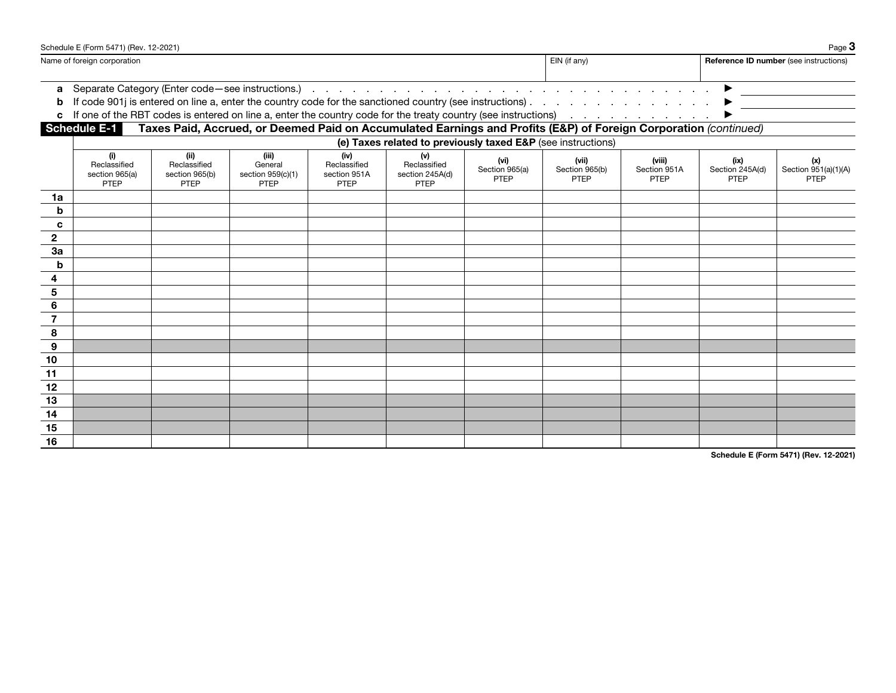Schedule E (Form 5471) (Rev. 12-2021)

| Name of foreign corporation | EIN (if any) | Reference ID number (see instructions) |
| --- | --- | --- |
| | | |

**a** Separate Category (Enter code—see instructions.) . . . . . . . . . . . . . . . . . . . . . . . . . . . . . ▶ \_\_\_\_\_\_\_\_\_\_

**b** If code 901j is entered on line a, enter the country code for the sanctioned country (see instructions) . . . . . . . . . . . . . . ▶ \_\_\_\_\_\_\_\_\_\_

**c** If one of the RBT codes is entered on line a, enter the country code for the treaty country (see instructions) . . . . . . . . . . . . ▶ \_\_\_\_\_\_\_\_\_\_

## Schedule E-1 Taxes Paid, Accrued, or Deemed Paid on Accumulated Earnings and Profits (E&P) of Foreign Corporation *(continued)*

| | **(e) Taxes related to previously taxed E&P** (see instructions) | | | | | | | | | |
| --- | --- | --- | --- | --- | --- | --- | --- | --- | --- | --- |
| | **(i)** Reclassified section 965(a) PTEP | **(ii)** Reclassified section 965(b) PTEP | **(iii)** General section 959(c)(1) PTEP | **(iv)** Reclassified section 951A PTEP | **(v)** Reclassified section 245A(d) PTEP | **(vi)** Section 965(a) PTEP | **(vii)** Section 965(b) PTEP | **(viii)** Section 951A PTEP | **(ix)** Section 245A(d) PTEP | **(x)** Section 951(a)(1)(A) PTEP |
| **1a** | | | | | | | | | | |
| **b** | | | | | | | | | | |
| **c** | | | | | | | | | | |
| **2** | | | | | | | | | | |
| **3a** | | | | | | | | | | |
| **b** | | | | | | | | | | |
| **4** | | | | | | | | | | |
| **5** | | | | | | | | | | |
| **6** | | | | | | | | | | |
| **7** | | | | | | | | | | |
| **8** | | | | | | | | | | |
| **9** | | | | | | | | | | |
| **10** | | | | | | | | | | |
| **11** | | | | | | | | | | |
| **12** | | | | | | | | | | |
| **13** | | | | | | | | | | |
| **14** | | | | | | | | | | |
| **15** | | | | | | | | | | |
| **16** | | | | | | | | | | |

Schedule E (Form 5471) (Rev. 12-2021)